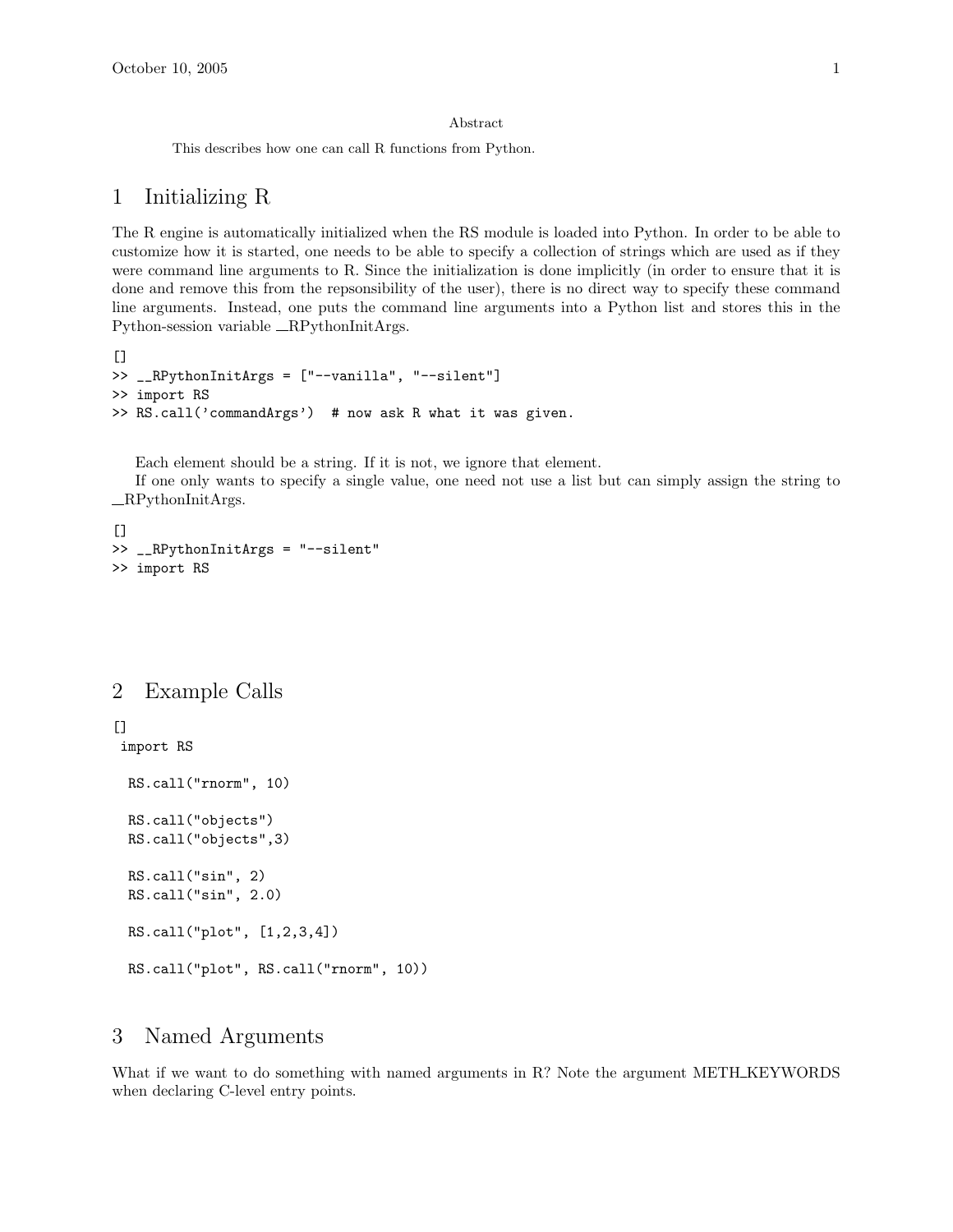Abstract

This describes how one can call R functions from Python.

# 1 Initializing R

The R engine is automatically initialized when the RS module is loaded into Python. In order to be able to customize how it is started, one needs to be able to specify a collection of strings which are used as if they were command line arguments to R. Since the initialization is done implicitly (in order to ensure that it is done and remove this from the repsonsibility of the user), there is no direct way to specify these command line arguments. Instead, one puts the command line arguments into a Python list and stores this in the Python-session variable __RPythonInitArgs.

```
[]
>> __RPythonInitArgs = ["--vanilla", "--silent"]
>> import RS
>> RS.call('commandArgs')  # now ask R what it was given.
```

Each element should be a string. If it is not, we ignore that element.

If one only wants to specify a single value, one need not use a list but can simply assign the string to __RPythonInitArgs.

```
[]
>> __RPythonInitArgs = "--silent"
>> import RS
```

# 2 Example Calls

```
[]
 import RS

  RS.call("rnorm", 10)

  RS.call("objects")
  RS.call("objects",3)

  RS.call("sin", 2)
  RS.call("sin", 2.0)

  RS.call("plot", [1,2,3,4])

  RS.call("plot", RS.call("rnorm", 10))
```

# 3 Named Arguments

What if we want to do something with named arguments in R? Note the argument METH_KEYWORDS when declaring C-level entry points.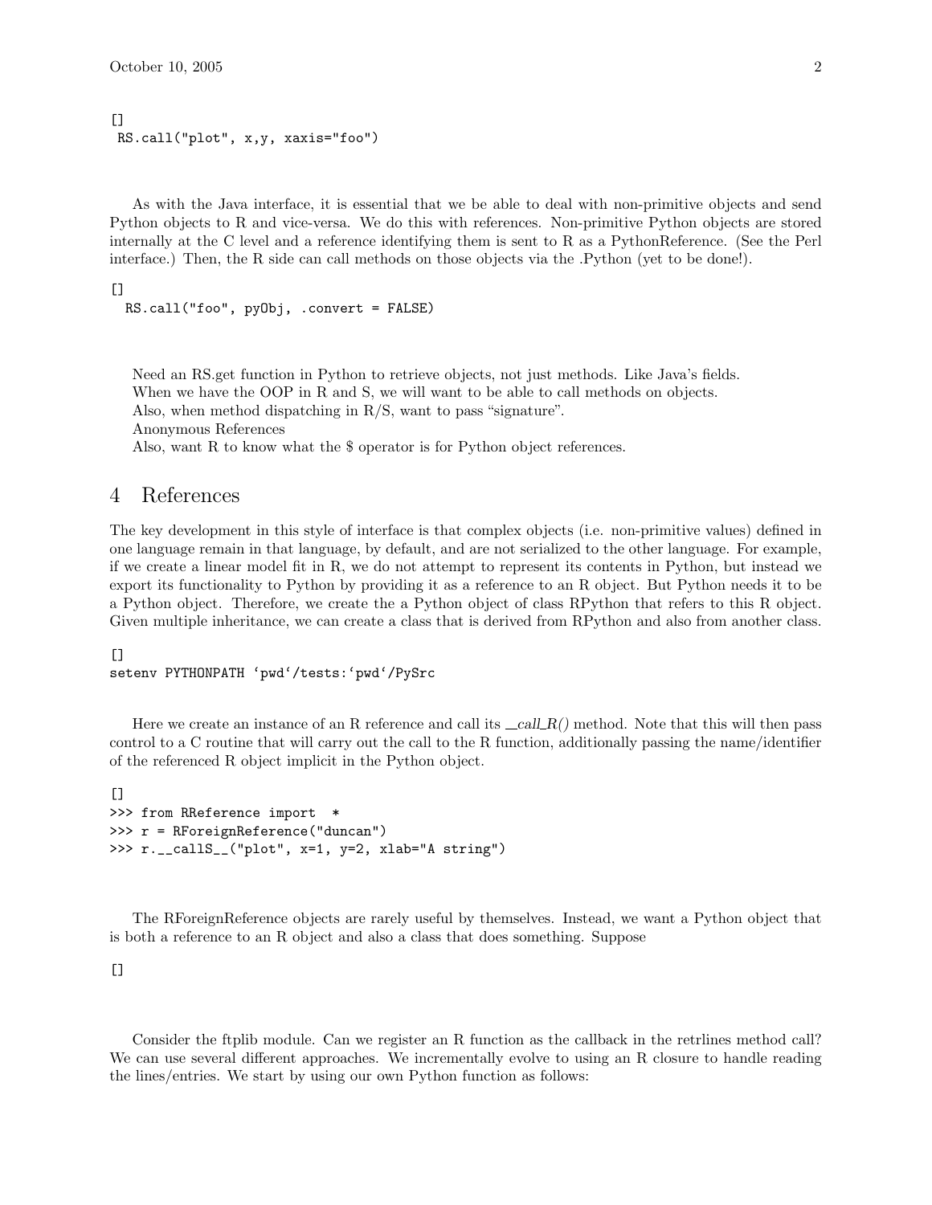```
[]
 RS.call("plot", x,y, xaxis="foo")
```

As with the Java interface, it is essential that we be able to deal with non-primitive objects and send Python objects to R and vice-versa. We do this with references. Non-primitive Python objects are stored internally at the C level and a reference identifying them is sent to R as a PythonReference. (See the Perl interface.) Then, the R side can call methods on those objects via the .Python (yet to be done!).

```
[]
  RS.call("foo", pyObj, .convert = FALSE)
```

Need an RS.get function in Python to retrieve objects, not just methods. Like Java's fields.
When we have the OOP in R and S, we will want to be able to call methods on objects.
Also, when method dispatching in R/S, want to pass "signature".
Anonymous References
Also, want R to know what the $ operator is for Python object references.

# 4 References

The key development in this style of interface is that complex objects (i.e. non-primitive values) defined in one language remain in that language, by default, and are not serialized to the other language. For example, if we create a linear model fit in R, we do not attempt to represent its contents in Python, but instead we export its functionality to Python by providing it as a reference to an R object. But Python needs it to be a Python object. Therefore, we create the a Python object of class RPython that refers to this R object. Given multiple inheritance, we can create a class that is derived from RPython and also from another class.

```
[]
setenv PYTHONPATH 'pwd'/tests:'pwd'/PySrc
```

Here we create an instance of an R reference and call its *__call_R()* method. Note that this will then pass control to a C routine that will carry out the call to the R function, additionally passing the name/identifier of the referenced R object implicit in the Python object.

```
[]
>>> from RReference import  *
>>> r = RForeignReference("duncan")
>>> r.__callS__("plot", x=1, y=2, xlab="A string")
```

The RForeignReference objects are rarely useful by themselves. Instead, we want a Python object that is both a reference to an R object and also a class that does something. Suppose

```
[]
```

Consider the ftplib module. Can we register an R function as the callback in the retrlines method call? We can use several different approaches. We incrementally evolve to using an R closure to handle reading the lines/entries. We start by using our own Python function as follows: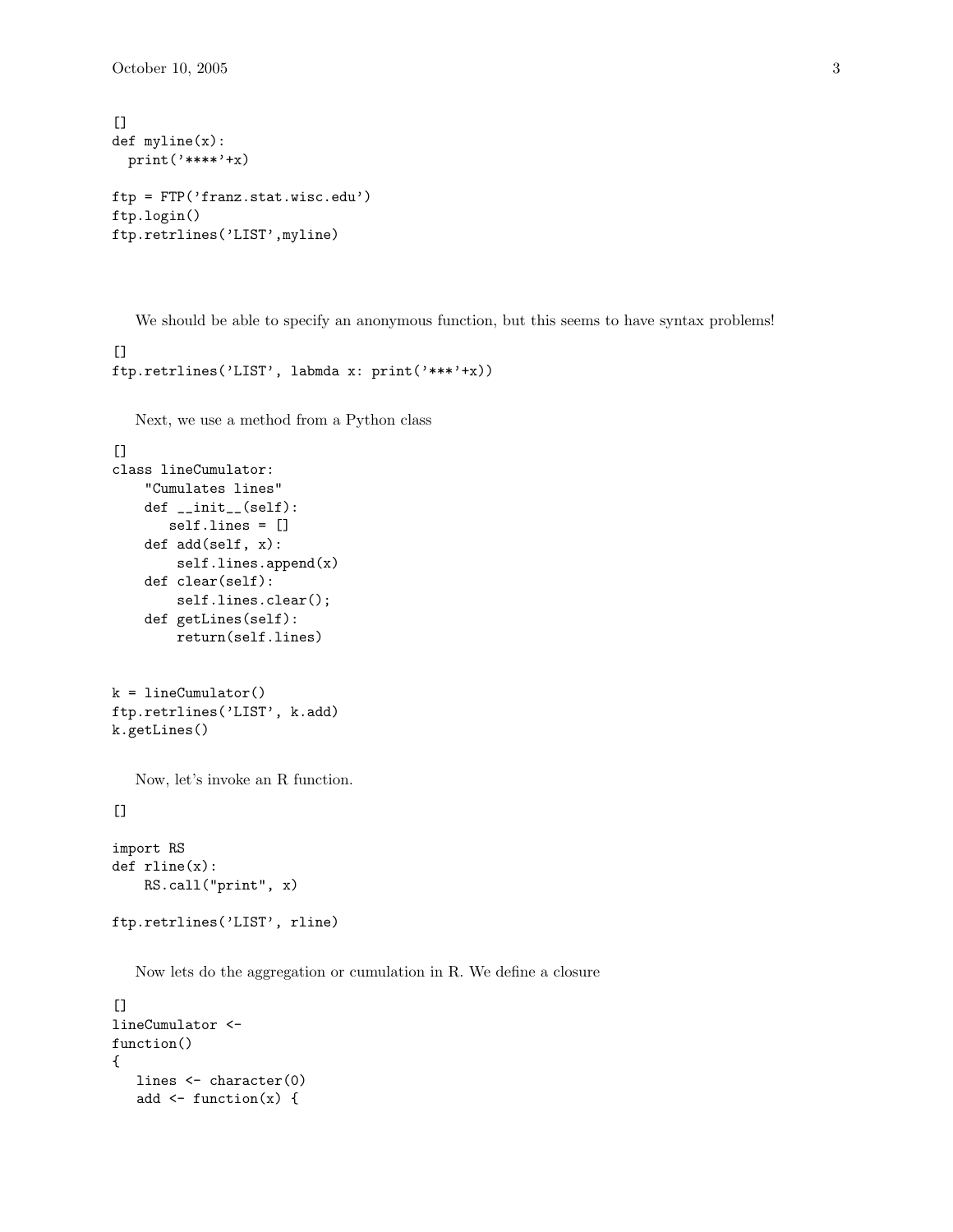```
[]
def myline(x):
  print('****'+x)

ftp = FTP('franz.stat.wisc.edu')
ftp.login()
ftp.retrlines('LIST',myline)
```

We should be able to specify an anonymous function, but this seems to have syntax problems!

```
[]
ftp.retrlines('LIST', labmda x: print('***'+x))
```

Next, we use a method from a Python class

```
[]
class lineCumulator:
    "Cumulates lines"
    def __init__(self):
       self.lines = []
    def add(self, x):
        self.lines.append(x)
    def clear(self):
        self.lines.clear();
    def getLines(self):
        return(self.lines)


k = lineCumulator()
ftp.retrlines('LIST', k.add)
k.getLines()
```

Now, let's invoke an R function.

```
[]

import RS
def rline(x):
    RS.call("print", x)

ftp.retrlines('LIST', rline)
```

Now lets do the aggregation or cumulation in R. We define a closure

```
[]
lineCumulator <-
function()
{
   lines <- character(0)
   add <- function(x) {
```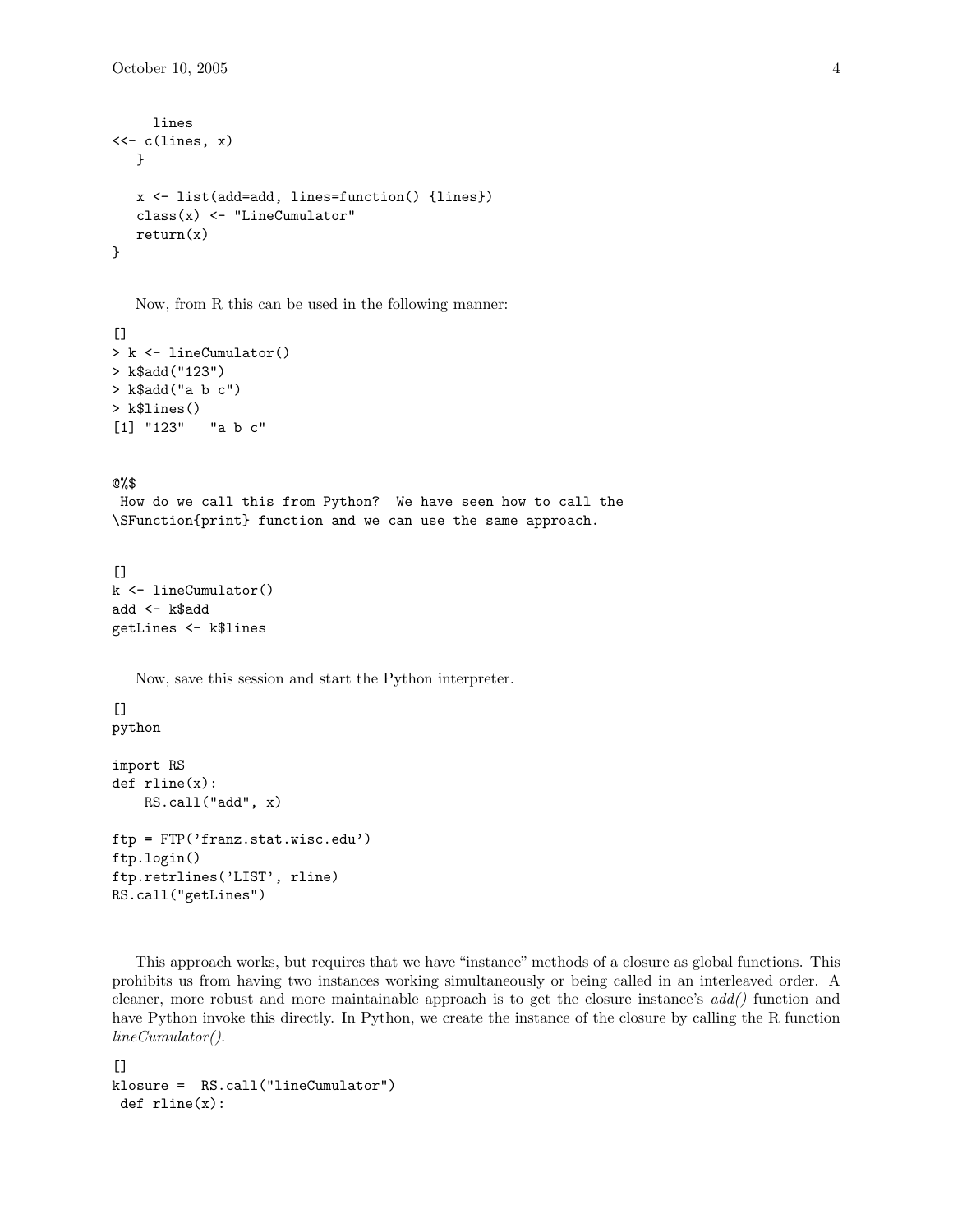```
    lines
<<- c(lines, x)
   }

   x <- list(add=add, lines=function() {lines})
   class(x) <- "LineCumulator"
   return(x)
}
```

Now, from R this can be used in the following manner:

```
[]
> k <- lineCumulator()
> k$add("123")
> k$add("a b c")
> k$lines()
[1] "123"   "a b c"
```

```
@%$
 How do we call this from Python?  We have seen how to call the
\SFunction{print} function and we can use the same approach.
```

```
[]
k <- lineCumulator()
add <- k$add
getLines <- k$lines
```

Now, save this session and start the Python interpreter.

```
[]
python

import RS
def rline(x):
    RS.call("add", x)

ftp = FTP('franz.stat.wisc.edu')
ftp.login()
ftp.retrlines('LIST', rline)
RS.call("getLines")
```

This approach works, but requires that we have "instance" methods of a closure as global functions. This prohibits us from having two instances working simultaneously or being called in an interleaved order. A cleaner, more robust and more maintainable approach is to get the closure instance's *add()* function and have Python invoke this directly. In Python, we create the instance of the closure by calling the R function *lineCumulator()*.

```
[]
klosure =  RS.call("lineCumulator")
 def rline(x):
```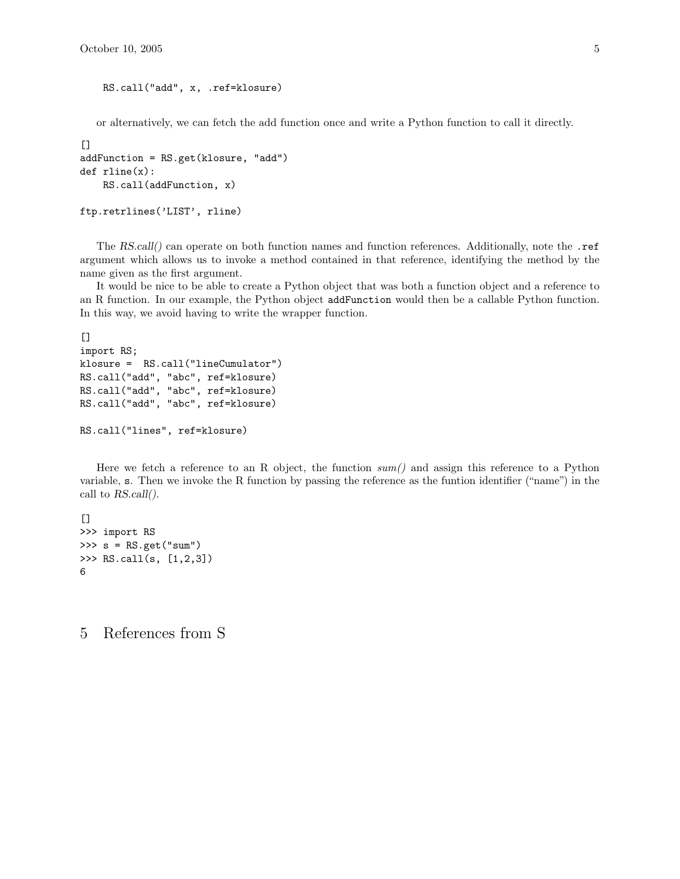```
    RS.call("add", x, .ref=klosure)
```

or alternatively, we can fetch the add function once and write a Python function to call it directly.

```
[]
addFunction = RS.get(klosure, "add")
def rline(x):
    RS.call(addFunction, x)

ftp.retrlines('LIST', rline)
```

The *RS.call()* can operate on both function names and function references. Additionally, note the `.ref` argument which allows us to invoke a method contained in that reference, identifying the method by the name given as the first argument.

It would be nice to be able to create a Python object that was both a function object and a reference to an R function. In our example, the Python object `addFunction` would then be a callable Python function. In this way, we avoid having to write the wrapper function.

```
[]
import RS;
klosure =  RS.call("lineCumulator")
RS.call("add", "abc", ref=klosure)
RS.call("add", "abc", ref=klosure)
RS.call("add", "abc", ref=klosure)

RS.call("lines", ref=klosure)
```

Here we fetch a reference to an R object, the function *sum()* and assign this reference to a Python variable, `s`. Then we invoke the R function by passing the reference as the funtion identifier ("name") in the call to *RS.call()*.

```
[]
>>> import RS
>>> s = RS.get("sum")
>>> RS.call(s, [1,2,3])
6
```

# 5 References from S